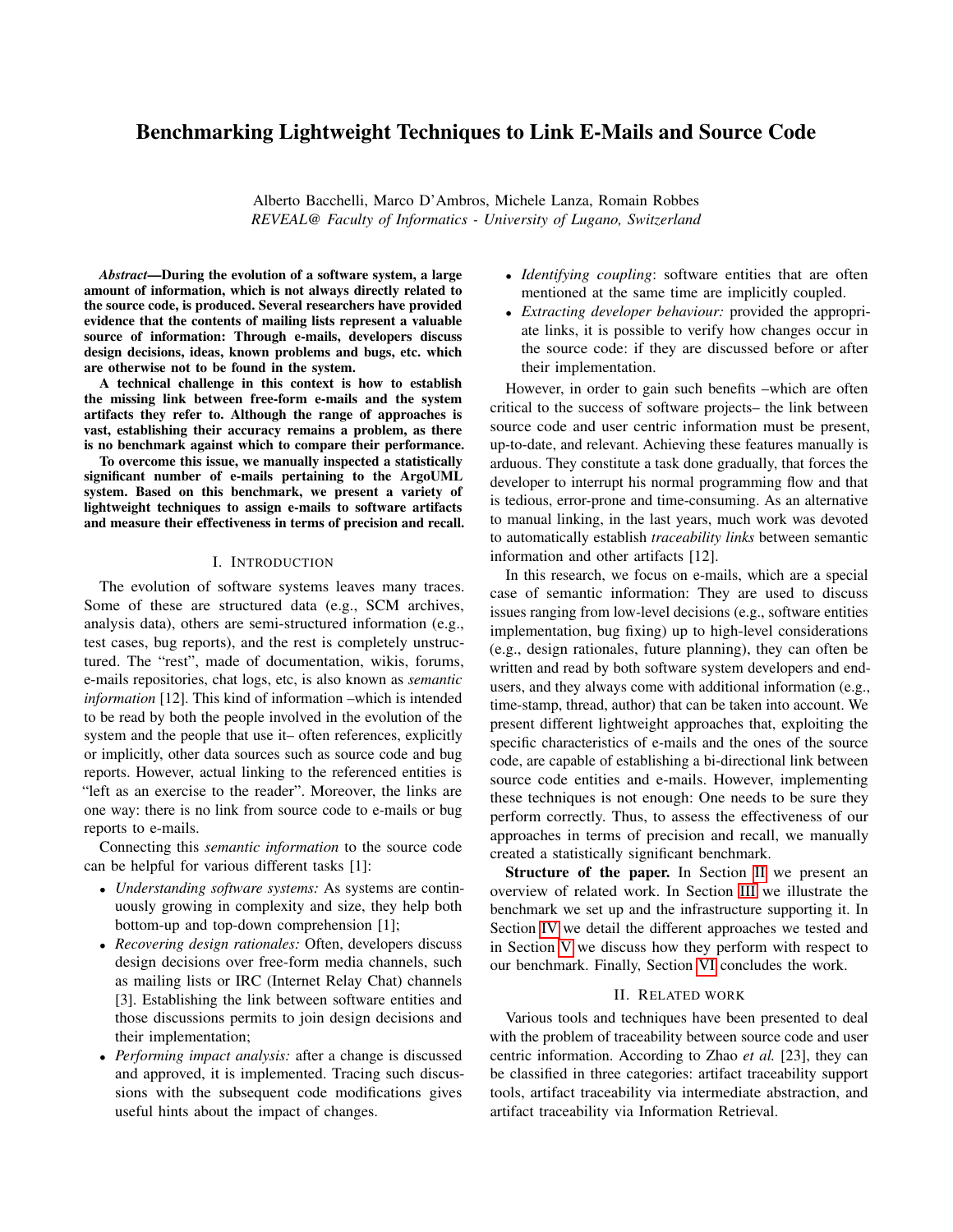# Benchmarking Lightweight Techniques to Link E-Mails and Source Code

Alberto Bacchelli, Marco D'Ambros, Michele Lanza, Romain Robbes
*REVEAL@ Faculty of Informatics - University of Lugano, Switzerland*

***Abstract*—During the evolution of a software system, a large amount of information, which is not always directly related to the source code, is produced. Several researchers have provided evidence that the contents of mailing lists represent a valuable source of information: Through e-mails, developers discuss design decisions, ideas, known problems and bugs, etc. which are otherwise not to be found in the system.**

**A technical challenge in this context is how to establish the missing link between free-form e-mails and the system artifacts they refer to. Although the range of approaches is vast, establishing their accuracy remains a problem, as there is no benchmark against which to compare their performance.**

**To overcome this issue, we manually inspected a statistically significant number of e-mails pertaining to the ArgoUML system. Based on this benchmark, we present a variety of lightweight techniques to assign e-mails to software artifacts and measure their effectiveness in terms of precision and recall.**

## I. Introduction

The evolution of software systems leaves many traces. Some of these are structured data (e.g., SCM archives, analysis data), others are semi-structured information (e.g., test cases, bug reports), and the rest is completely unstructured. The "rest", made of documentation, wikis, forums, e-mails repositories, chat logs, etc, is also known as *semantic information* [12]. This kind of information –which is intended to be read by both the people involved in the evolution of the system and the people that use it– often references, explicitly or implicitly, other data sources such as source code and bug reports. However, actual linking to the referenced entities is "left as an exercise to the reader". Moreover, the links are one way: there is no link from source code to e-mails or bug reports to e-mails.

Connecting this *semantic information* to the source code can be helpful for various different tasks [1]:

- *Understanding software systems:* As systems are continuously growing in complexity and size, they help both bottom-up and top-down comprehension [1];
- *Recovering design rationales:* Often, developers discuss design decisions over free-form media channels, such as mailing lists or IRC (Internet Relay Chat) channels [3]. Establishing the link between software entities and those discussions permits to join design decisions and their implementation;
- *Performing impact analysis:* after a change is discussed and approved, it is implemented. Tracing such discussions with the subsequent code modifications gives useful hints about the impact of changes.
- *Identifying coupling*: software entities that are often mentioned at the same time are implicitly coupled.
- *Extracting developer behaviour:* provided the appropriate links, it is possible to verify how changes occur in the source code: if they are discussed before or after their implementation.

However, in order to gain such benefits –which are often critical to the success of software projects– the link between source code and user centric information must be present, up-to-date, and relevant. Achieving these features manually is arduous. They constitute a task done gradually, that forces the developer to interrupt his normal programming flow and that is tedious, error-prone and time-consuming. As an alternative to manual linking, in the last years, much work was devoted to automatically establish *traceability links* between semantic information and other artifacts [12].

In this research, we focus on e-mails, which are a special case of semantic information: They are used to discuss issues ranging from low-level decisions (e.g., software entities implementation, bug fixing) up to high-level considerations (e.g., design rationales, future planning), they can often be written and read by both software system developers and end-users, and they always come with additional information (e.g., time-stamp, thread, author) that can be taken into account. We present different lightweight approaches that, exploiting the specific characteristics of e-mails and the ones of the source code, are capable of establishing a bi-directional link between source code entities and e-mails. However, implementing these techniques is not enough: One needs to be sure they perform correctly. Thus, to assess the effectiveness of our approaches in terms of precision and recall, we manually created a statistically significant benchmark.

**Structure of the paper.** In Section II we present an overview of related work. In Section III we illustrate the benchmark we set up and the infrastructure supporting it. In Section IV we detail the different approaches we tested and in Section V we discuss how they perform with respect to our benchmark. Finally, Section VI concludes the work.

## II. Related Work

Various tools and techniques have been presented to deal with the problem of traceability between source code and user centric information. According to Zhao *et al.* [23], they can be classified in three categories: artifact traceability support tools, artifact traceability via intermediate abstraction, and artifact traceability via Information Retrieval.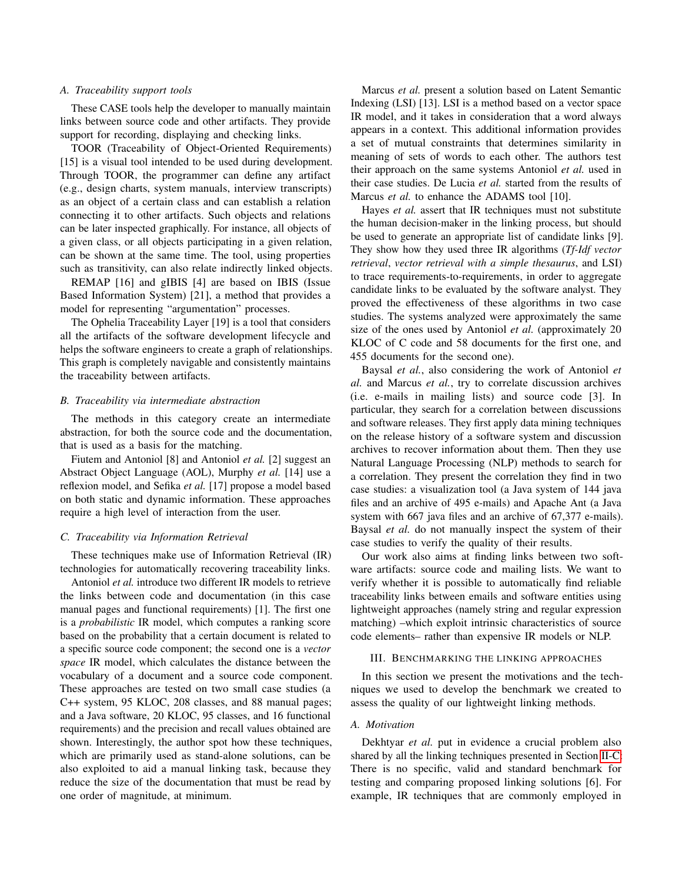### A. Traceability support tools

These CASE tools help the developer to manually maintain links between source code and other artifacts. They provide support for recording, displaying and checking links.

TOOR (Traceability of Object-Oriented Requirements) [15] is a visual tool intended to be used during development. Through TOOR, the programmer can define any artifact (e.g., design charts, system manuals, interview transcripts) as an object of a certain class and can establish a relation connecting it to other artifacts. Such objects and relations can be later inspected graphically. For instance, all objects of a given class, or all objects participating in a given relation, can be shown at the same time. The tool, using properties such as transitivity, can also relate indirectly linked objects.

REMAP [16] and gIBIS [4] are based on IBIS (Issue Based Information System) [21], a method that provides a model for representing "argumentation" processes.

The Ophelia Traceability Layer [19] is a tool that considers all the artifacts of the software development lifecycle and helps the software engineers to create a graph of relationships. This graph is completely navigable and consistently maintains the traceability between artifacts.

### B. Traceability via intermediate abstraction

The methods in this category create an intermediate abstraction, for both the source code and the documentation, that is used as a basis for the matching.

Fiutem and Antoniol [8] and Antoniol *et al.* [2] suggest an Abstract Object Language (AOL), Murphy *et al.* [14] use a reflexion model, and Sefika *et al.* [17] propose a model based on both static and dynamic information. These approaches require a high level of interaction from the user.

### C. Traceability via Information Retrieval

These techniques make use of Information Retrieval (IR) technologies for automatically recovering traceability links.

Antoniol *et al.* introduce two different IR models to retrieve the links between code and documentation (in this case manual pages and functional requirements) [1]. The first one is a *probabilistic* IR model, which computes a ranking score based on the probability that a certain document is related to a specific source code component; the second one is a *vector space* IR model, which calculates the distance between the vocabulary of a document and a source code component. These approaches are tested on two small case studies (a C++ system, 95 KLOC, 208 classes, and 88 manual pages; and a Java software, 20 KLOC, 95 classes, and 16 functional requirements) and the precision and recall values obtained are shown. Interestingly, the author spot how these techniques, which are primarily used as stand-alone solutions, can be also exploited to aid a manual linking task, because they reduce the size of the documentation that must be read by one order of magnitude, at minimum.

Marcus *et al.* present a solution based on Latent Semantic Indexing (LSI) [13]. LSI is a method based on a vector space IR model, and it takes in consideration that a word always appears in a context. This additional information provides a set of mutual constraints that determines similarity in meaning of sets of words to each other. The authors test their approach on the same systems Antoniol *et al.* used in their case studies. De Lucia *et al.* started from the results of Marcus *et al.* to enhance the ADAMS tool [10].

Hayes *et al.* assert that IR techniques must not substitute the human decision-maker in the linking process, but should be used to generate an appropriate list of candidate links [9]. They show how they used three IR algorithms (*Tf-Idf vector retrieval*, *vector retrieval with a simple thesaurus*, and LSI) to trace requirements-to-requirements, in order to aggregate candidate links to be evaluated by the software analyst. They proved the effectiveness of these algorithms in two case studies. The systems analyzed were approximately the same size of the ones used by Antoniol *et al.* (approximately 20 KLOC of C code and 58 documents for the first one, and 455 documents for the second one).

Baysal *et al.*, also considering the work of Antoniol *et al.* and Marcus *et al.*, try to correlate discussion archives (i.e. e-mails in mailing lists) and source code [3]. In particular, they search for a correlation between discussions and software releases. They first apply data mining techniques on the release history of a software system and discussion archives to recover information about them. Then they use Natural Language Processing (NLP) methods to search for a correlation. They present the correlation they find in two case studies: a visualization tool (a Java system of 144 java files and an archive of 495 e-mails) and Apache Ant (a Java system with 667 java files and an archive of 67,377 e-mails). Baysal *et al.* do not manually inspect the system of their case studies to verify the quality of their results.

Our work also aims at finding links between two software artifacts: source code and mailing lists. We want to verify whether it is possible to automatically find reliable traceability links between emails and software entities using lightweight approaches (namely string and regular expression matching) –which exploit intrinsic characteristics of source code elements– rather than expensive IR models or NLP.

## III. Benchmarking the linking approaches

In this section we present the motivations and the techniques we used to develop the benchmark we created to assess the quality of our lightweight linking methods.

### A. Motivation

Dekhtyar *et al.* put in evidence a crucial problem also shared by all the linking techniques presented in Section II-C: There is no specific, valid and standard benchmark for testing and comparing proposed linking solutions [6]. For example, IR techniques that are commonly employed in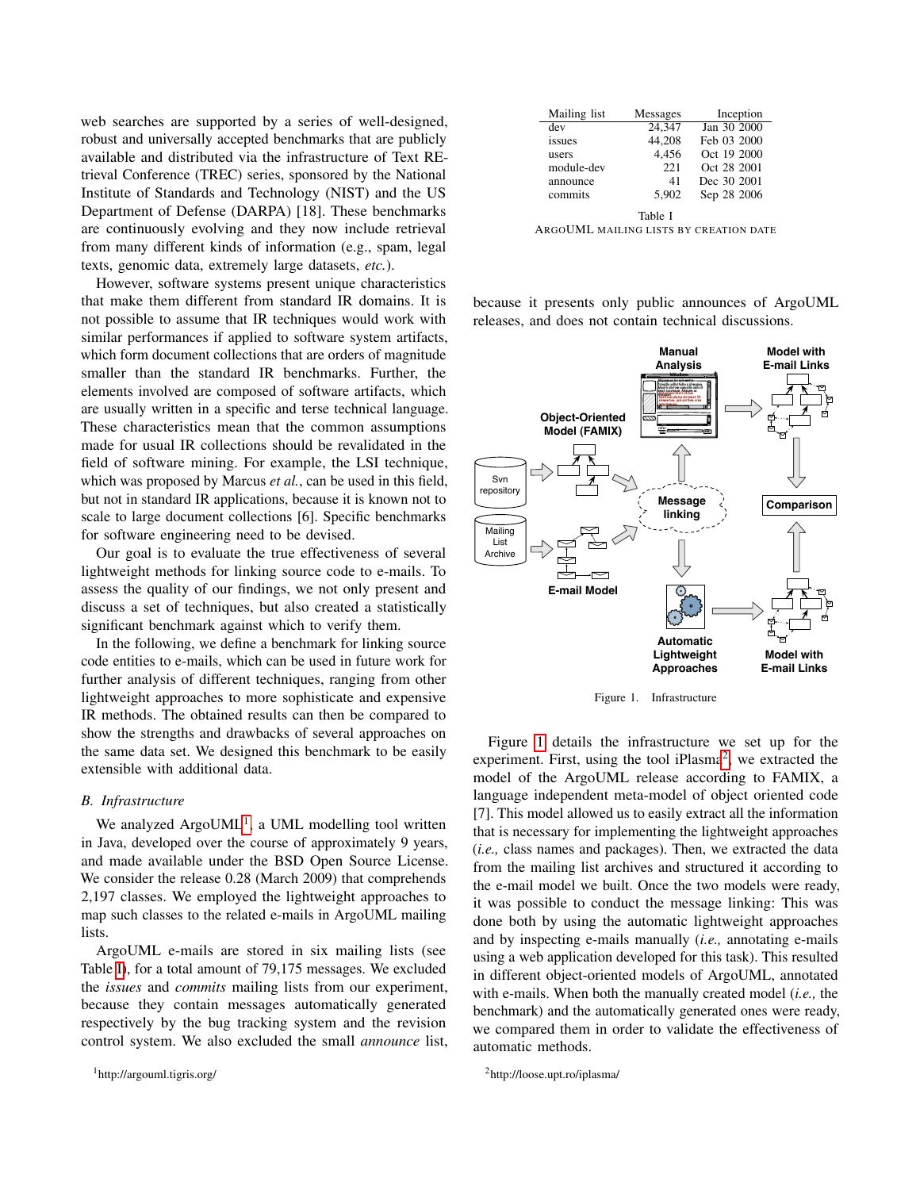web searches are supported by a series of well-designed, robust and universally accepted benchmarks that are publicly available and distributed via the infrastructure of Text REtrieval Conference (TREC) series, sponsored by the National Institute of Standards and Technology (NIST) and the US Department of Defense (DARPA) [18]. These benchmarks are continuously evolving and they now include retrieval from many different kinds of information (e.g., spam, legal texts, genomic data, extremely large datasets, *etc.*).

However, software systems present unique characteristics that make them different from standard IR domains. It is not possible to assume that IR techniques would work with similar performances if applied to software system artifacts, which form document collections that are orders of magnitude smaller than the standard IR benchmarks. Further, the elements involved are composed of software artifacts, which are usually written in a specific and terse technical language. These characteristics mean that the common assumptions made for usual IR collections should be revalidated in the field of software mining. For example, the LSI technique, which was proposed by Marcus *et al.*, can be used in this field, but not in standard IR applications, because it is known not to scale to large document collections [6]. Specific benchmarks for software engineering need to be devised.

Our goal is to evaluate the true effectiveness of several lightweight methods for linking source code to e-mails. To assess the quality of our findings, we not only present and discuss a set of techniques, but also created a statistically significant benchmark against which to verify them.

In the following, we define a benchmark for linking source code entities to e-mails, which can be used in future work for further analysis of different techniques, ranging from other lightweight approaches to more sophisticated and expensive IR methods. The obtained results can then be compared to show the strengths and drawbacks of several approaches on the same data set. We designed this benchmark to be easily extensible with additional data.

### *B. Infrastructure*

We analyzed ArgoUML[1], a UML modelling tool written in Java, developed over the course of approximately 9 years, and made available under the BSD Open Source License. We consider the release 0.28 (March 2009) that comprehends 2,197 classes. We employed the lightweight approaches to map such classes to the related e-mails in ArgoUML mailing lists.

ArgoUML e-mails are stored in six mailing lists (see Table I), for a total amount of 79,175 messages. We excluded the *issues* and *commits* mailing lists from our experiment, because they contain messages automatically generated respectively by the bug tracking system and the revision control system. We also excluded the small *announce* list, because it presents only public announces of ArgoUML releases, and does not contain technical discussions.

| Mailing list | Messages | Inception |
|---|---|---|
| dev | 24,347 | Jan 30 2000 |
| issues | 44,208 | Feb 03 2000 |
| users | 4,456 | Oct 19 2000 |
| module-dev | 221 | Oct 28 2001 |
| announce | 41 | Dec 30 2001 |
| commits | 5,902 | Sep 28 2006 |

Table I
ARGOUML MAILING LISTS BY CREATION DATE

Figure 1. Infrastructure

Figure 1 details the infrastructure we set up for the experiment. First, using the tool iPlasma[2], we extracted the model of the ArgoUML release according to FAMIX, a language independent meta-model of object oriented code [7]. This model allowed us to easily extract all the information that is necessary for implementing the lightweight approaches (*i.e.,* class names and packages). Then, we extracted the data from the mailing list archives and structured it according to the e-mail model we built. Once the two models were ready, it was possible to conduct the message linking: This was done both by using the automatic lightweight approaches and by inspecting e-mails manually (*i.e.,* annotating e-mails using a web application developed for this task). This resulted in different object-oriented models of ArgoUML, annotated with e-mails. When both the manually created model (*i.e.,* the benchmark) and the automatically generated ones were ready, we compared them in order to validate the effectiveness of automatic methods.

[1]http://argouml.tigris.org/

[2]http://loose.upt.ro/iplasma/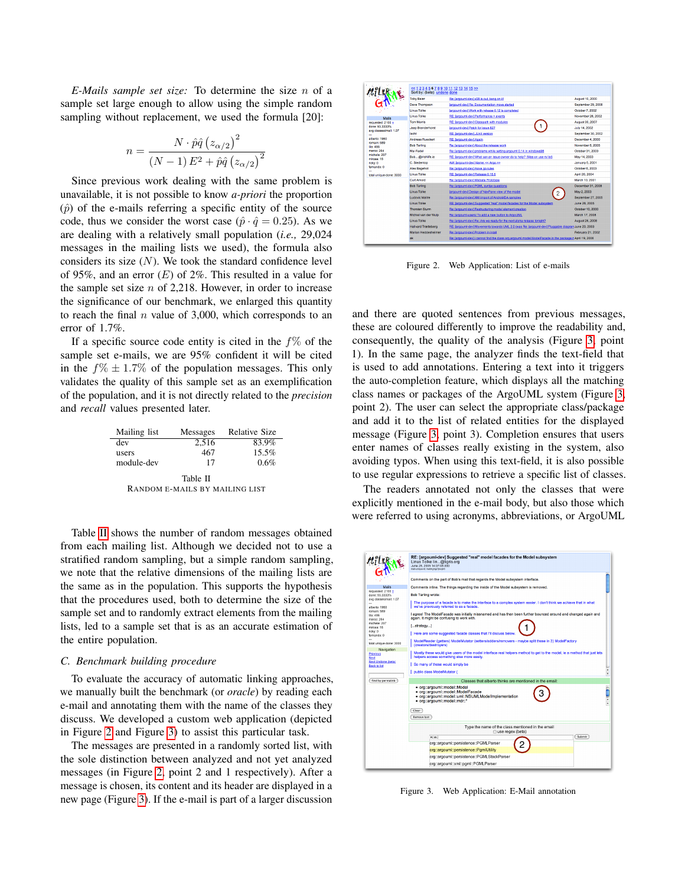*E-Mails sample set size:* To determine the size $n$ of a sample set large enough to allow using the simple random sampling without replacement, we used the formula [20]:

$$n = \frac{N \cdot \hat{p}\hat{q} \left(z_{\alpha/2}\right)^2}{(N-1)\, E^2 + \hat{p}\hat{q} \left(z_{\alpha/2}\right)^2}$$

Since previous work dealing with the same problem is unavailable, it is not possible to know *a-priori* the proportion ($\hat{p}$) of the e-mails referring a specific entity of the source code, thus we consider the worst case ($\hat{p} \cdot \hat{q} = 0.25$). As we are dealing with a relatively small population (*i.e.,* 29,024 messages in the mailing lists we used), the formula also considers its size ($N$). We took the standard confidence level of 95%, and an error ($E$) of 2%. This resulted in a value for the sample set size $n$ of 2,218. However, in order to increase the significance of our benchmark, we enlarged this quantity to reach the final $n$ value of 3,000, which corresponds to an error of 1.7%.

If a specific source code entity is cited in the $f\%$ of the sample set e-mails, we are 95% confident it will be cited in the $f\% \pm 1.7\%$ of the population messages. This only validates the quality of this sample set as an exemplification of the population, and it is not directly related to the *precision* and *recall* values presented later.

| Mailing list | Messages | Relative Size |
|---|---|---|
| dev | 2,516 | 83.9% |
| users | 467 | 15.5% |
| module-dev | 17 | 0.6% |

Table II
RANDOM E-MAILS BY MAILING LIST

Table II shows the number of random messages obtained from each mailing list. Although we decided not to use a stratified random sampling, but a simple random sampling, we note that the relative dimensions of the mailing lists are the same as in the population. This supports the hypothesis that the procedures used, both to determine the size of the sample set and to randomly extract elements from the mailing lists, led to a sample set that is as an accurate estimation of the entire population.

### C. Benchmark building procedure

To evaluate the accuracy of automatic linking approaches, we manually built the benchmark (or *oracle*) by reading each e-mail and annotating them with the name of the classes they discuss. We developed a custom web application (depicted in Figure 2 and Figure 3) to assist this particular task.

The messages are presented in a randomly sorted list, with the sole distinction between analyzed and not yet analyzed messages (in Figure 2, point 2 and 1 respectively). After a message is chosen, its content and its header are displayed in a new page (Figure 3). If the e-mail is part of a larger discussion

Figure 2. Web Application: List of e-mails

and there are quoted sentences from previous messages, these are coloured differently to improve the readability and, consequently, the quality of the analysis (Figure 3, point 1). In the same page, the analyzer finds the text-field that is used to add annotations. Entering a text into it triggers the auto-completion feature, which displays all the matching class names or packages of the ArgoUML system (Figure 3, point 2). The user can select the appropriate class/package and add it to the list of related entities for the displayed message (Figure 3, point 3). Completion ensures that users enter names of classes really existing in the system, also avoiding typos. When using this text-field, it is also possible to use regular expressions to retrieve a specific list of classes.

The readers annotated not only the classes that were explicitly mentioned in the e-mail body, but also those which were referred to using acronyms, abbreviations, or ArgoUML

Figure 3. Web Application: E-Mail annotation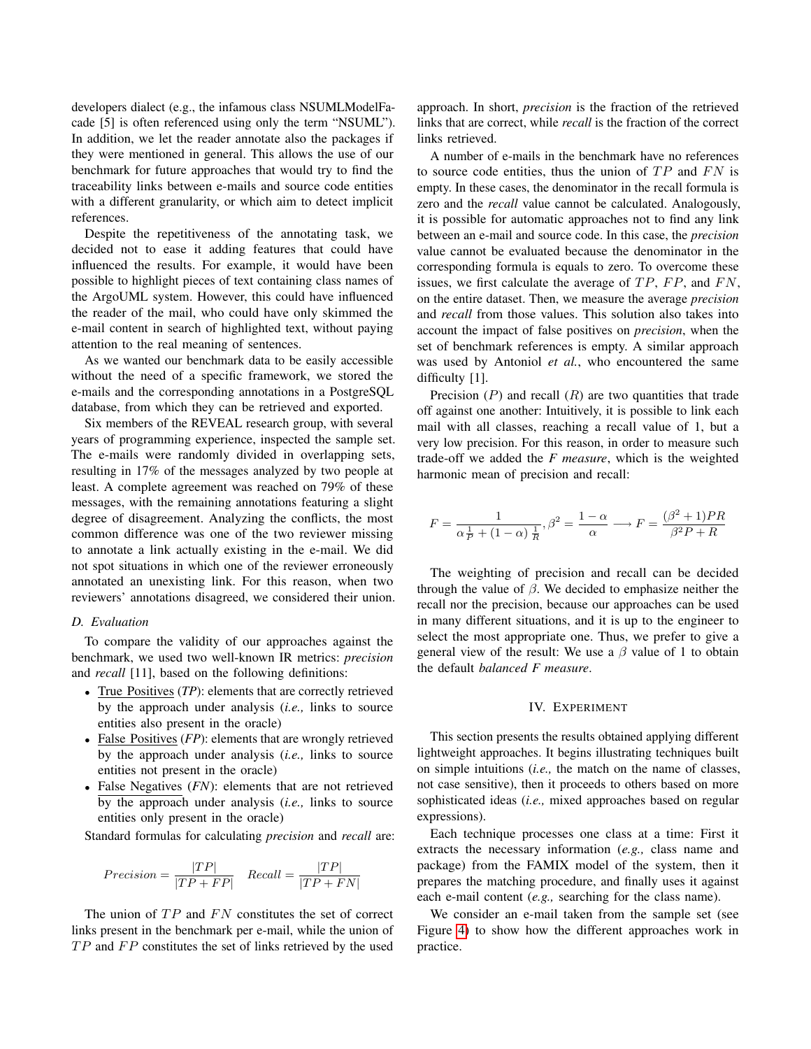developers dialect (e.g., the infamous class NSUMLModelFacade [5] is often referenced using only the term "NSUML"). In addition, we let the reader annotate also the packages if they were mentioned in general. This allows the use of our benchmark for future approaches that would try to find the traceability links between e-mails and source code entities with a different granularity, or which aim to detect implicit references.

Despite the repetitiveness of the annotating task, we decided not to ease it adding features that could have influenced the results. For example, it would have been possible to highlight pieces of text containing class names of the ArgoUML system. However, this could have influenced the reader of the mail, who could have only skimmed the e-mail content in search of highlighted text, without paying attention to the real meaning of sentences.

As we wanted our benchmark data to be easily accessible without the need of a specific framework, we stored the e-mails and the corresponding annotations in a PostgreSQL database, from which they can be retrieved and exported.

Six members of the REVEAL research group, with several years of programming experience, inspected the sample set. The e-mails were randomly divided in overlapping sets, resulting in 17% of the messages analyzed by two people at least. A complete agreement was reached on 79% of these messages, with the remaining annotations featuring a slight degree of disagreement. Analyzing the conflicts, the most common difference was one of the two reviewer missing to annotate a link actually existing in the e-mail. We did not spot situations in which one of the reviewer erroneously annotated an unexisting link. For this reason, when two reviewers' annotations disagreed, we considered their union.

### D. Evaluation

To compare the validity of our approaches against the benchmark, we used two well-known IR metrics: *precision* and *recall* [11], based on the following definitions:

- True Positives (*TP*): elements that are correctly retrieved by the approach under analysis (*i.e.,* links to source entities also present in the oracle)
- False Positives (*FP*): elements that are wrongly retrieved by the approach under analysis (*i.e.,* links to source entities not present in the oracle)
- False Negatives (*FN*): elements that are not retrieved by the approach under analysis (*i.e.,* links to source entities only present in the oracle)

Standard formulas for calculating *precision* and *recall* are:

$$Precision = \frac{|TP|}{|TP + FP|} \quad Recall = \frac{|TP|}{|TP + FN|}$$

The union of $TP$ and $FN$ constitutes the set of correct links present in the benchmark per e-mail, while the union of $TP$ and $FP$ constitutes the set of links retrieved by the used approach. In short, *precision* is the fraction of the retrieved links that are correct, while *recall* is the fraction of the correct links retrieved.

A number of e-mails in the benchmark have no references to source code entities, thus the union of $TP$ and $FN$ is empty. In these cases, the denominator in the recall formula is zero and the *recall* value cannot be calculated. Analogously, it is possible for automatic approaches not to find any link between an e-mail and source code. In this case, the *precision* value cannot be evaluated because the denominator in the corresponding formula is equals to zero. To overcome these issues, we first calculate the average of $TP$, $FP$, and $FN$, on the entire dataset. Then, we measure the average *precision* and *recall* from those values. This solution also takes into account the impact of false positives on *precision*, when the set of benchmark references is empty. A similar approach was used by Antoniol *et al.*, who encountered the same difficulty [1].

Precision ($P$) and recall ($R$) are two quantities that trade off against one another: Intuitively, it is possible to link each mail with all classes, reaching a recall value of 1, but a very low precision. For this reason, in order to measure such trade-off we added the *F measure*, which is the weighted harmonic mean of precision and recall:

$$F = \frac{1}{\alpha \frac{1}{P} + (1 - \alpha)\frac{1}{R}}, \beta^2 = \frac{1 - \alpha}{\alpha} \longrightarrow F = \frac{(\beta^2 + 1)PR}{\beta^2 P + R}$$

The weighting of precision and recall can be decided through the value of $\beta$. We decided to emphasize neither the recall nor the precision, because our approaches can be used in many different situations, and it is up to the engineer to select the most appropriate one. Thus, we prefer to give a general view of the result: We use a $\beta$ value of 1 to obtain the default *balanced F measure*.

## IV. Experiment

This section presents the results obtained applying different lightweight approaches. It begins illustrating techniques built on simple intuitions (*i.e.,* the match on the name of classes, not case sensitive), then it proceeds to others based on more sophisticated ideas (*i.e.,* mixed approaches based on regular expressions).

Each technique processes one class at a time: First it extracts the necessary information (*e.g.,* class name and package) from the FAMIX model of the system, then it prepares the matching procedure, and finally uses it against each e-mail content (*e.g.,* searching for the class name).

We consider an e-mail taken from the sample set (see Figure 4) to show how the different approaches work in practice.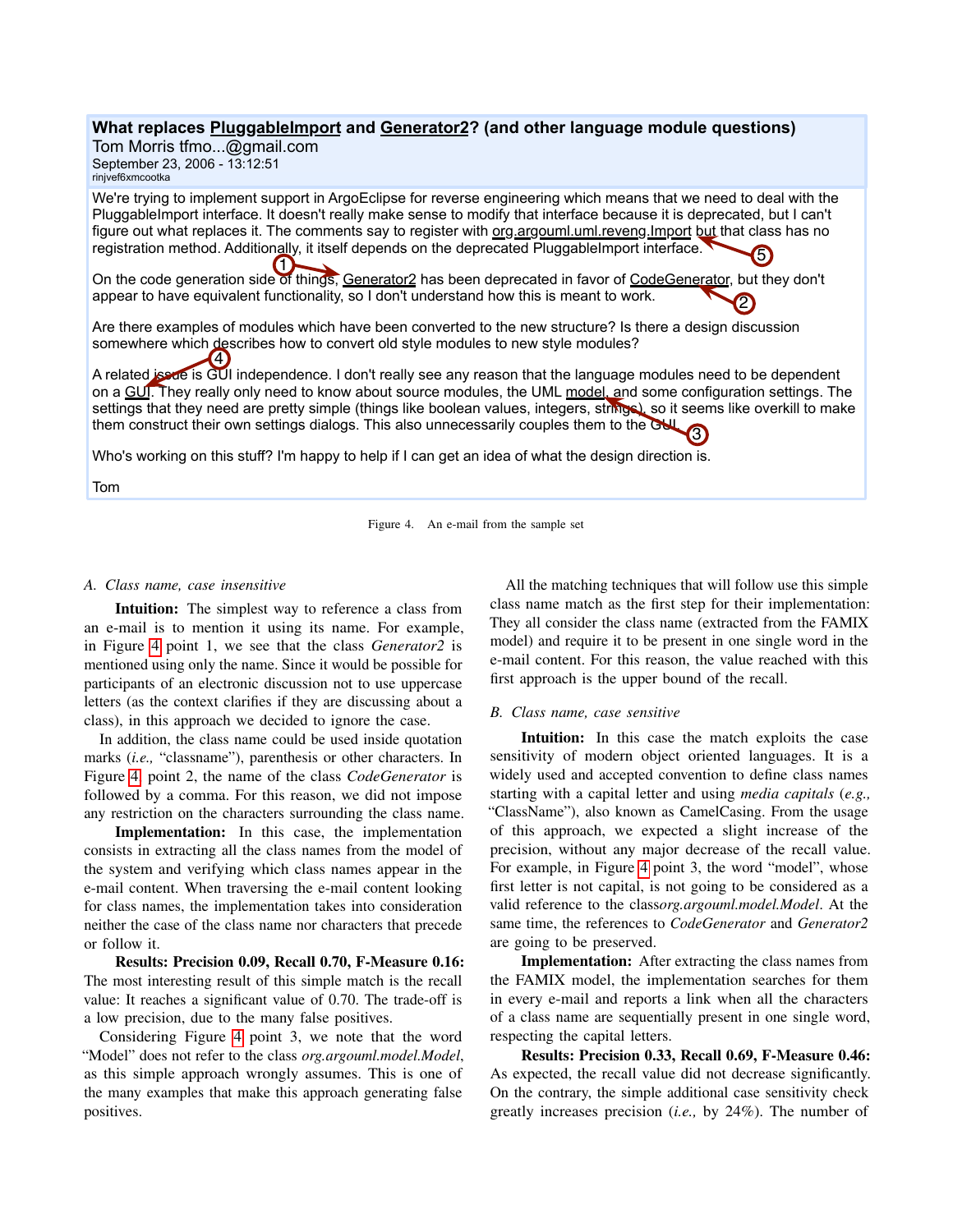**What replaces PluggableImport and Generator2? (and other language module questions)**
Tom Morris tfmo...@gmail.com
September 23, 2006 - 13:12:51
rinjvef6xmcootka

We're trying to implement support in ArgoEclipse for reverse engineering which means that we need to deal with the PluggableImport interface. It doesn't really make sense to modify that interface because it is deprecated, but I can't figure out what replaces it. The comments say to register with org.argouml.uml.reveng.Import but that class has no registration method. Additionally, it itself depends on the deprecated PluggableImport interface.

On the code generation side of things, Generator2 has been deprecated in favor of CodeGenerator, but they don't appear to have equivalent functionality, so I don't understand how this is meant to work.

Are there examples of modules which have been converted to the new structure? Is there a design discussion somewhere which describes how to convert old style modules to new style modules?

A related issue is GUI independence. I don't really see any reason that the language modules need to be dependent on a GUI. They really only need to know about source modules, the UML model, and some configuration settings. The settings that they need are pretty simple (things like boolean values, integers, strings), so it seems like overkill to make them construct their own settings dialogs. This also unnecessarily couples them to the GUI.

Who's working on this stuff? I'm happy to help if I can get an idea of what the design direction is.

Tom

Figure 4. An e-mail from the sample set

### A. Class name, case insensitive

**Intuition:** The simplest way to reference a class from an e-mail is to mention it using its name. For example, in Figure 4 point 1, we see that the class *Generator2* is mentioned using only the name. Since it would be possible for participants of an electronic discussion not to use uppercase letters (as the context clarifies if they are discussing about a class), in this approach we decided to ignore the case.

In addition, the class name could be used inside quotation marks (*i.e.,* "classname"), parenthesis or other characters. In Figure 4 point 2, the name of the class *CodeGenerator* is followed by a comma. For this reason, we did not impose any restriction on the characters surrounding the class name.

**Implementation:** In this case, the implementation consists in extracting all the class names from the model of the system and verifying which class names appear in the e-mail content. When traversing the e-mail content looking for class names, the implementation takes into consideration neither the case of the class name nor characters that precede or follow it.

**Results: Precision 0.09, Recall 0.70, F-Measure 0.16:** The most interesting result of this simple match is the recall value: It reaches a significant value of 0.70. The trade-off is a low precision, due to the many false positives.

Considering Figure 4 point 3, we note that the word "Model" does not refer to the class *org.argouml.model.Model*, as this simple approach wrongly assumes. This is one of the many examples that make this approach generating false positives.

All the matching techniques that will follow use this simple class name match as the first step for their implementation: They all consider the class name (extracted from the FAMIX model) and require it to be present in one single word in the e-mail content. For this reason, the value reached with this first approach is the upper bound of the recall.

### B. Class name, case sensitive

**Intuition:** In this case the match exploits the case sensitivity of modern object oriented languages. It is a widely used and accepted convention to define class names starting with a capital letter and using *media capitals* (*e.g.,* "ClassName"), also known as CamelCasing. From the usage of this approach, we expected a slight increase of the precision, without any major decrease of the recall value. For example, in Figure 4 point 3, the word "model", whose first letter is not capital, is not going to be considered as a valid reference to the class*org.argouml.model.Model*. At the same time, the references to *CodeGenerator* and *Generator2* are going to be preserved.

**Implementation:** After extracting the class names from the FAMIX model, the implementation searches for them in every e-mail and reports a link when all the characters of a class name are sequentially present in one single word, respecting the capital letters.

**Results: Precision 0.33, Recall 0.69, F-Measure 0.46:** As expected, the recall value did not decrease significantly. On the contrary, the simple additional case sensitivity check greatly increases precision (*i.e.,* by 24%). The number of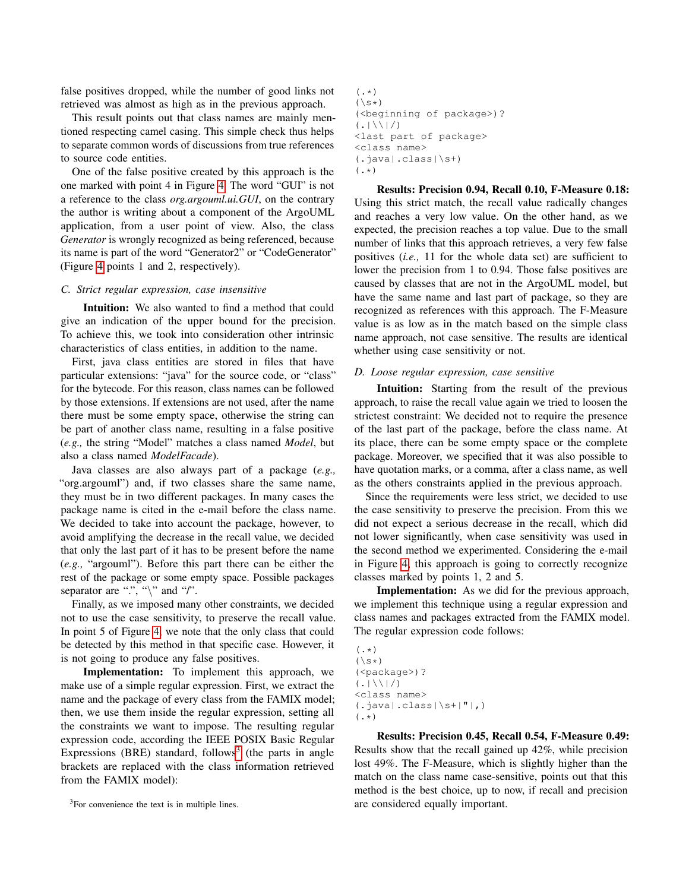false positives dropped, while the number of good links not retrieved was almost as high as in the previous approach.

This result points out that class names are mainly mentioned respecting camel casing. This simple check thus helps to separate common words of discussions from true references to source code entities.

One of the false positive created by this approach is the one marked with point 4 in Figure 4. The word "GUI" is not a reference to the class *org.argouml.ui.GUI*, on the contrary the author is writing about a component of the ArgoUML application, from a user point of view. Also, the class *Generator* is wrongly recognized as being referenced, because its name is part of the word "Generator2" or "CodeGenerator" (Figure 4 points 1 and 2, respectively).

### C. Strict regular expression, case insensitive

**Intuition:** We also wanted to find a method that could give an indication of the upper bound for the precision. To achieve this, we took into consideration other intrinsic characteristics of class entities, in addition to the name.

First, java class entities are stored in files that have particular extensions: "java" for the source code, or "class" for the bytecode. For this reason, class names can be followed by those extensions. If extensions are not used, after the name there must be some empty space, otherwise the string can be part of another class name, resulting in a false positive (*e.g.,* the string "Model" matches a class named *Model*, but also a class named *ModelFacade*).

Java classes are also always part of a package (*e.g.,* "org.argouml") and, if two classes share the same name, they must be in two different packages. In many cases the package name is cited in the e-mail before the class name. We decided to take into account the package, however, to avoid amplifying the decrease in the recall value, we decided that only the last part of it has to be present before the name (*e.g.,* "argouml"). Before this part there can be either the rest of the package or some empty space. Possible packages separator are ".", "\" and "/".

Finally, as we imposed many other constraints, we decided not to use the case sensitivity, to preserve the recall value. In point 5 of Figure 4, we note that the only class that could be detected by this method in that specific case. However, it is not going to produce any false positives.

**Implementation:** To implement this approach, we make use of a simple regular expression. First, we extract the name and the package of every class from the FAMIX model; then, we use them inside the regular expression, setting all the constraints we want to impose. The resulting regular expression code, according the IEEE POSIX Basic Regular Expressions (BRE) standard, follows[3] (the parts in angle brackets are replaced with the class information retrieved from the FAMIX model):

```
(.*)
(\s*)
(<beginning of package>)?
(.|\\|/)
<last part of package>
<class name>
(.java|.class|\s+)
(.*)
```

**Results: Precision 0.94, Recall 0.10, F-Measure 0.18:** Using this strict match, the recall value radically changes and reaches a very low value. On the other hand, as we expected, the precision reaches a top value. Due to the small number of links that this approach retrieves, a very few false positives (*i.e.,* 11 for the whole data set) are sufficient to lower the precision from 1 to 0.94. Those false positives are caused by classes that are not in the ArgoUML model, but have the same name and last part of package, so they are recognized as references with this approach. The F-Measure value is as low as in the match based on the simple class name approach, not case sensitive. The results are identical whether using case sensitivity or not.

### D. Loose regular expression, case sensitive

**Intuition:** Starting from the result of the previous approach, to raise the recall value again we tried to loosen the strictest constraint: We decided not to require the presence of the last part of the package, before the class name. At its place, there can be some empty space or the complete package. Moreover, we specified that it was also possible to have quotation marks, or a comma, after a class name, as well as the others constraints applied in the previous approach.

Since the requirements were less strict, we decided to use the case sensitivity to preserve the precision. From this we did not expect a serious decrease in the recall, which did not lower significantly, when case sensitivity was used in the second method we experimented. Considering the e-mail in Figure 4, this approach is going to correctly recognize classes marked by points 1, 2 and 5.

**Implementation:** As we did for the previous approach, we implement this technique using a regular expression and class names and packages extracted from the FAMIX model. The regular expression code follows:

```
(.*)
(\s*)
(<package>)?
(.|\\|/)
<class name>
(.java|.class|\s+|"|,)
(.*)
```

**Results: Precision 0.45, Recall 0.54, F-Measure 0.49:** Results show that the recall gained up 42%, while precision lost 49%. The F-Measure, which is slightly higher than the match on the class name case-sensitive, points out that this method is the best choice, up to now, if recall and precision are considered equally important.

[3] For convenience the text is in multiple lines.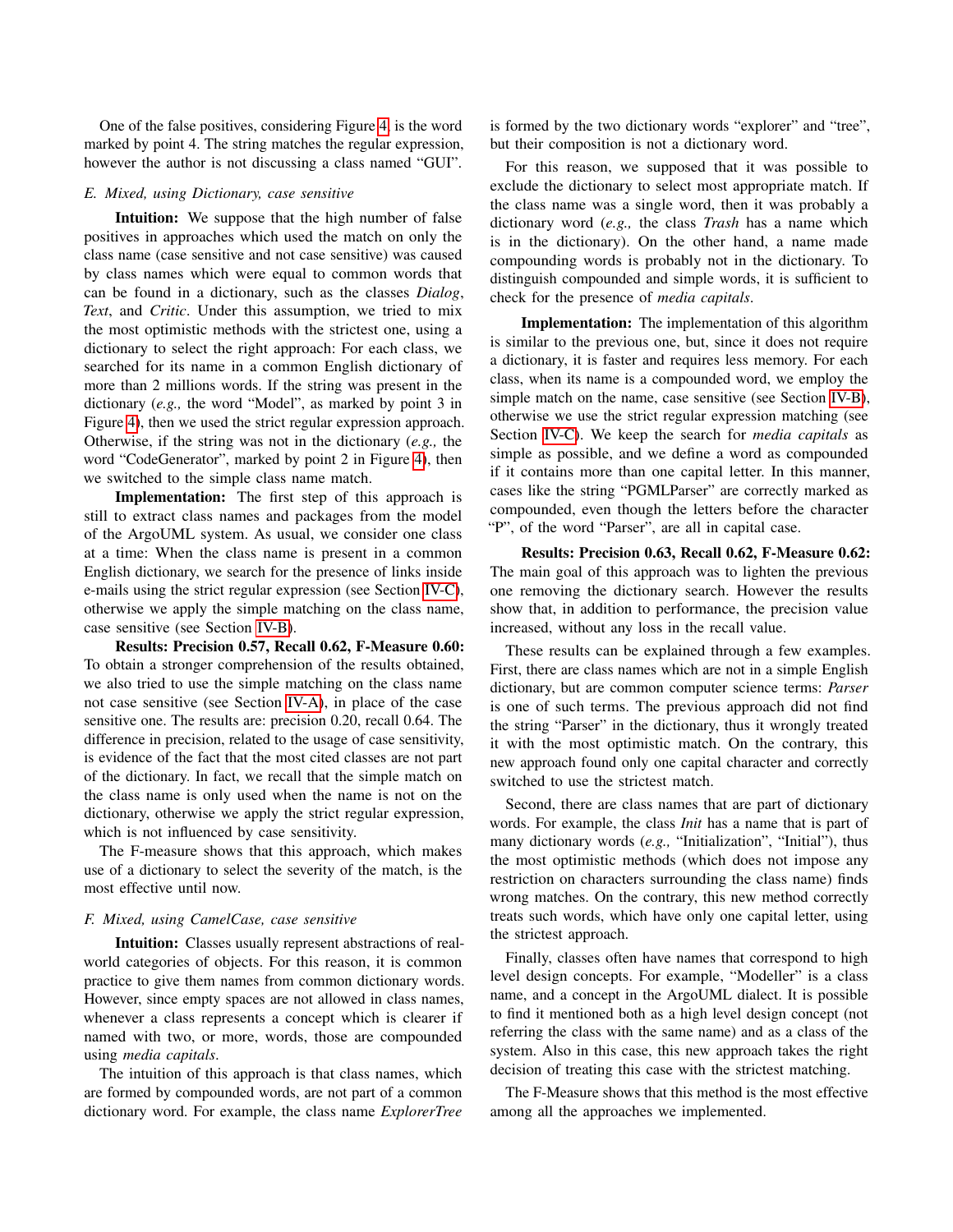One of the false positives, considering Figure 4, is the word marked by point 4. The string matches the regular expression, however the author is not discussing a class named "GUI".

### *E. Mixed, using Dictionary, case sensitive*

**Intuition:** We suppose that the high number of false positives in approaches which used the match on only the class name (case sensitive and not case sensitive) was caused by class names which were equal to common words that can be found in a dictionary, such as the classes *Dialog*, *Text*, and *Critic*. Under this assumption, we tried to mix the most optimistic methods with the strictest one, using a dictionary to select the right approach: For each class, we searched for its name in a common English dictionary of more than 2 millions words. If the string was present in the dictionary (*e.g.,* the word "Model", as marked by point 3 in Figure 4), then we used the strict regular expression approach. Otherwise, if the string was not in the dictionary (*e.g.,* the word "CodeGenerator", marked by point 2 in Figure 4), then we switched to the simple class name match.

**Implementation:** The first step of this approach is still to extract class names and packages from the model of the ArgoUML system. As usual, we consider one class at a time: When the class name is present in a common English dictionary, we search for the presence of links inside e-mails using the strict regular expression (see Section IV-C), otherwise we apply the simple matching on the class name, case sensitive (see Section IV-B).

**Results: Precision 0.57, Recall 0.62, F-Measure 0.60:** To obtain a stronger comprehension of the results obtained, we also tried to use the simple matching on the class name not case sensitive (see Section IV-A), in place of the case sensitive one. The results are: precision 0.20, recall 0.64. The difference in precision, related to the usage of case sensitivity, is evidence of the fact that the most cited classes are not part of the dictionary. In fact, we recall that the simple match on the class name is only used when the name is not on the dictionary, otherwise we apply the strict regular expression, which is not influenced by case sensitivity.

The F-measure shows that this approach, which makes use of a dictionary to select the severity of the match, is the most effective until now.

### *F. Mixed, using CamelCase, case sensitive*

**Intuition:** Classes usually represent abstractions of real-world categories of objects. For this reason, it is common practice to give them names from common dictionary words. However, since empty spaces are not allowed in class names, whenever a class represents a concept which is clearer if named with two, or more, words, those are compounded using *media capitals*.

The intuition of this approach is that class names, which are formed by compounded words, are not part of a common dictionary word. For example, the class name *ExplorerTree* is formed by the two dictionary words "explorer" and "tree", but their composition is not a dictionary word.

For this reason, we supposed that it was possible to exclude the dictionary to select most appropriate match. If the class name was a single word, then it was probably a dictionary word (*e.g.,* the class *Trash* has a name which is in the dictionary). On the other hand, a name made compounding words is probably not in the dictionary. To distinguish compounded and simple words, it is sufficient to check for the presence of *media capitals*.

**Implementation:** The implementation of this algorithm is similar to the previous one, but, since it does not require a dictionary, it is faster and requires less memory. For each class, when its name is a compounded word, we employ the simple match on the name, case sensitive (see Section IV-B), otherwise we use the strict regular expression matching (see Section IV-C). We keep the search for *media capitals* as simple as possible, and we define a word as compounded if it contains more than one capital letter. In this manner, cases like the string "PGMLParser" are correctly marked as compounded, even though the letters before the character "P", of the word "Parser", are all in capital case.

**Results: Precision 0.63, Recall 0.62, F-Measure 0.62:** The main goal of this approach was to lighten the previous one removing the dictionary search. However the results show that, in addition to performance, the precision value increased, without any loss in the recall value.

These results can be explained through a few examples. First, there are class names which are not in a simple English dictionary, but are common computer science terms: *Parser* is one of such terms. The previous approach did not find the string "Parser" in the dictionary, thus it wrongly treated it with the most optimistic match. On the contrary, this new approach found only one capital character and correctly switched to use the strictest match.

Second, there are class names that are part of dictionary words. For example, the class *Init* has a name that is part of many dictionary words (*e.g.,* "Initialization", "Initial"), thus the most optimistic methods (which does not impose any restriction on characters surrounding the class name) finds wrong matches. On the contrary, this new method correctly treats such words, which have only one capital letter, using the strictest approach.

Finally, classes often have names that correspond to high level design concepts. For example, "Modeller" is a class name, and a concept in the ArgoUML dialect. It is possible to find it mentioned both as a high level design concept (not referring the class with the same name) and as a class of the system. Also in this case, this new approach takes the right decision of treating this case with the strictest matching.

The F-Measure shows that this method is the most effective among all the approaches we implemented.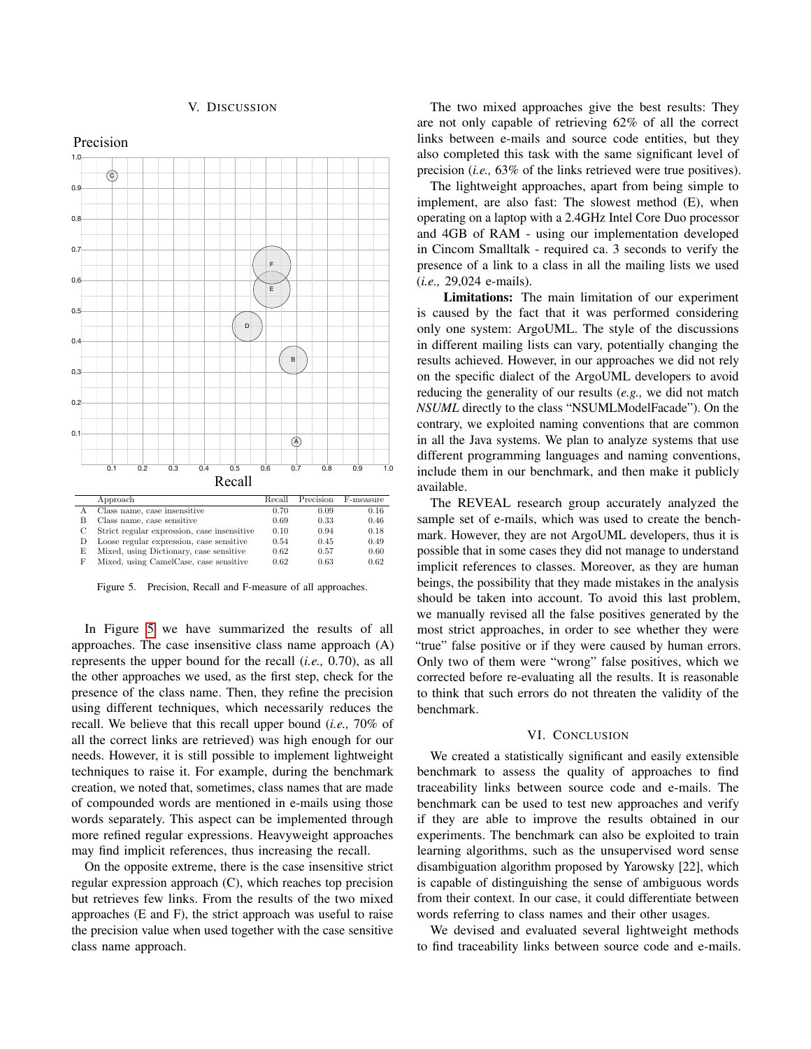## V. Discussion

Precision

1.0
0.9
0.8
0.7
0.6
0.5
0.4
0.3
0.2
0.1

C
F
E
D
B
A

0.1 0.2 0.3 0.4 0.5 0.6 0.7 0.8 0.9 1.0

Recall

| | Approach | Recall | Precision | F-measure |
|---|---|---|---|---|
| A | Class name, case insensitive | 0.70 | 0.09 | 0.16 |
| B | Class name, case sensitive | 0.69 | 0.33 | 0.46 |
| C | Strict regular expression, case insensitive | 0.10 | 0.94 | 0.18 |
| D | Loose regular expression, case sensitive | 0.54 | 0.45 | 0.49 |
| E | Mixed, using Dictionary, case sensitive | 0.62 | 0.57 | 0.60 |
| F | Mixed, using CamelCase, case sensitive | 0.62 | 0.63 | 0.62 |

Figure 5. Precision, Recall and F-measure of all approaches.

In Figure 5 we have summarized the results of all approaches. The case insensitive class name approach (A) represents the upper bound for the recall (*i.e.,* 0.70), as all the other approaches we used, as the first step, check for the presence of the class name. Then, they refine the precision using different techniques, which necessarily reduces the recall. We believe that this recall upper bound (*i.e.,* 70% of all the correct links are retrieved) was high enough for our needs. However, it is still possible to implement lightweight techniques to raise it. For example, during the benchmark creation, we noted that, sometimes, class names that are made of compounded words are mentioned in e-mails using those words separately. This aspect can be implemented through more refined regular expressions. Heavyweight approaches may find implicit references, thus increasing the recall.

On the opposite extreme, there is the case insensitive strict regular expression approach (C), which reaches top precision but retrieves few links. From the results of the two mixed approaches (E and F), the strict approach was useful to raise the precision value when used together with the case sensitive class name approach.

The two mixed approaches give the best results: They are not only capable of retrieving 62% of all the correct links between e-mails and source code entities, but they also completed this task with the same significant level of precision (*i.e.,* 63% of the links retrieved were true positives).

The lightweight approaches, apart from being simple to implement, are also fast: The slowest method (E), when operating on a laptop with a 2.4GHz Intel Core Duo processor and 4GB of RAM - using our implementation developed in Cincom Smalltalk - required ca. 3 seconds to verify the presence of a link to a class in all the mailing lists we used (*i.e.,* 29,024 e-mails).

**Limitations:** The main limitation of our experiment is caused by the fact that it was performed considering only one system: ArgoUML. The style of the discussions in different mailing lists can vary, potentially changing the results achieved. However, in our approaches we did not rely on the specific dialect of the ArgoUML developers to avoid reducing the generality of our results (*e.g.,* we did not match *NSUML* directly to the class "NSUMLModelFacade"). On the contrary, we exploited naming conventions that are common in all the Java systems. We plan to analyze systems that use different programming languages and naming conventions, include them in our benchmark, and then make it publicly available.

The REVEAL research group accurately analyzed the sample set of e-mails, which was used to create the benchmark. However, they are not ArgoUML developers, thus it is possible that in some cases they did not manage to understand implicit references to classes. Moreover, as they are human beings, the possibility that they made mistakes in the analysis should be taken into account. To avoid this last problem, we manually revised all the false positives generated by the most strict approaches, in order to see whether they were "true" false positive or if they were caused by human errors. Only two of them were "wrong" false positives, which we corrected before re-evaluating all the results. It is reasonable to think that such errors do not threaten the validity of the benchmark.

## VI. Conclusion

We created a statistically significant and easily extensible benchmark to assess the quality of approaches to find traceability links between source code and e-mails. The benchmark can be used to test new approaches and verify if they are able to improve the results obtained in our experiments. The benchmark can also be exploited to train learning algorithms, such as the unsupervised word sense disambiguation algorithm proposed by Yarowsky [22], which is capable of distinguishing the sense of ambiguous words from their context. In our case, it could differentiate between words referring to class names and their other usages.

We devised and evaluated several lightweight methods to find traceability links between source code and e-mails.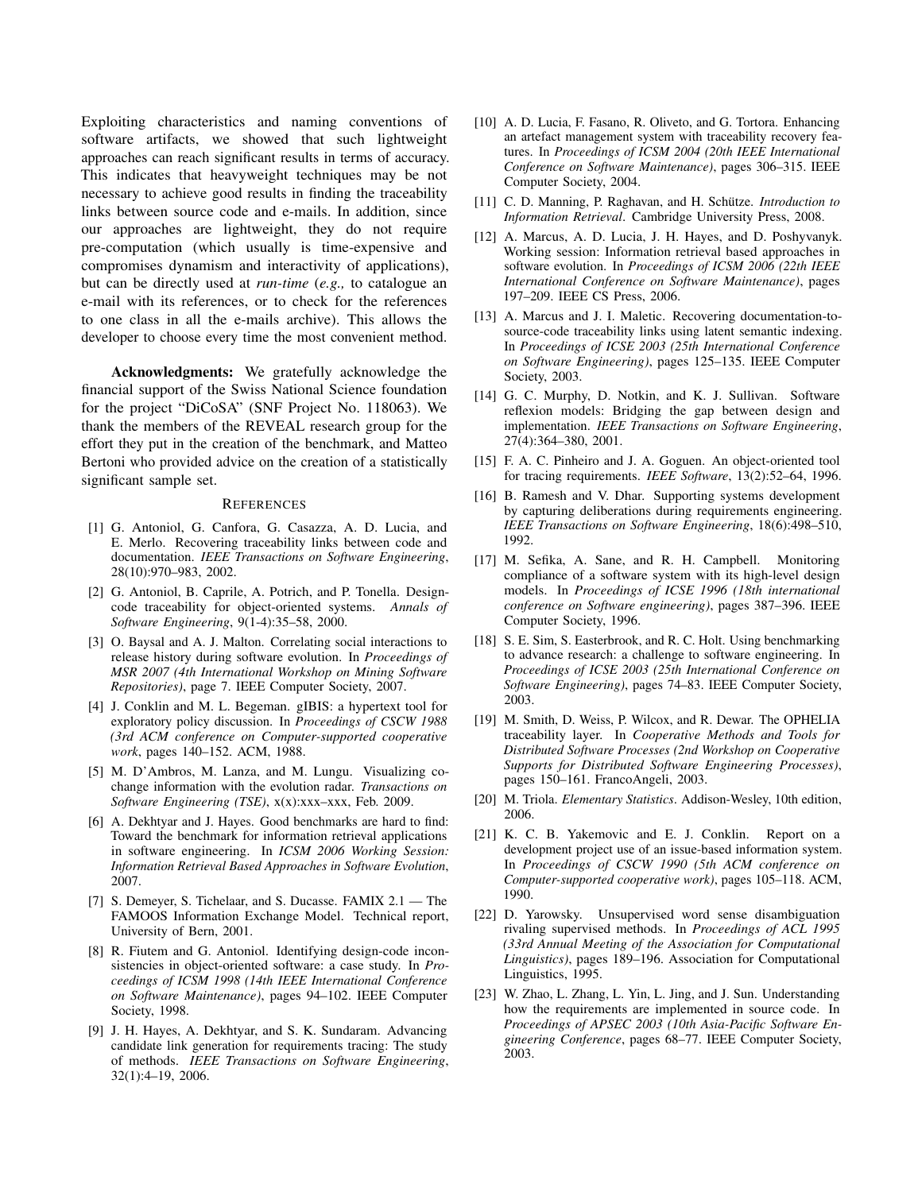Exploiting characteristics and naming conventions of software artifacts, we showed that such lightweight approaches can reach significant results in terms of accuracy. This indicates that heavyweight techniques may be not necessary to achieve good results in finding the traceability links between source code and e-mails. In addition, since our approaches are lightweight, they do not require pre-computation (which usually is time-expensive and compromises dynamism and interactivity of applications), but can be directly used at *run-time* (*e.g.,* to catalogue an e-mail with its references, or to check for the references to one class in all the e-mails archive). This allows the developer to choose every time the most convenient method.

**Acknowledgments:** We gratefully acknowledge the financial support of the Swiss National Science foundation for the project "DiCoSA" (SNF Project No. 118063). We thank the members of the REVEAL research group for the effort they put in the creation of the benchmark, and Matteo Bertoni who provided advice on the creation of a statistically significant sample set.

## References

[1] G. Antoniol, G. Canfora, G. Casazza, A. D. Lucia, and E. Merlo. Recovering traceability links between code and documentation. *IEEE Transactions on Software Engineering*, 28(10):970–983, 2002.

[2] G. Antoniol, B. Caprile, A. Potrich, and P. Tonella. Design-code traceability for object-oriented systems. *Annals of Software Engineering*, 9(1-4):35–58, 2000.

[3] O. Baysal and A. J. Malton. Correlating social interactions to release history during software evolution. In *Proceedings of MSR 2007 (4th International Workshop on Mining Software Repositories)*, page 7. IEEE Computer Society, 2007.

[4] J. Conklin and M. L. Begeman. gIBIS: a hypertext tool for exploratory policy discussion. In *Proceedings of CSCW 1988 (3rd ACM conference on Computer-supported cooperative work*, pages 140–152. ACM, 1988.

[5] M. D'Ambros, M. Lanza, and M. Lungu. Visualizing co-change information with the evolution radar. *Transactions on Software Engineering (TSE)*, x(x):xxx–xxx, Feb. 2009.

[6] A. Dekhtyar and J. Hayes. Good benchmarks are hard to find: Toward the benchmark for information retrieval applications in software engineering. In *ICSM 2006 Working Session: Information Retrieval Based Approaches in Software Evolution*, 2007.

[7] S. Demeyer, S. Tichelaar, and S. Ducasse. FAMIX 2.1 — The FAMOOS Information Exchange Model. Technical report, University of Bern, 2001.

[8] R. Fiutem and G. Antoniol. Identifying design-code inconsistencies in object-oriented software: a case study. In *Proceedings of ICSM 1998 (14th IEEE International Conference on Software Maintenance)*, pages 94–102. IEEE Computer Society, 1998.

[9] J. H. Hayes, A. Dekhtyar, and S. K. Sundaram. Advancing candidate link generation for requirements tracing: The study of methods. *IEEE Transactions on Software Engineering*, 32(1):4–19, 2006.

[10] A. D. Lucia, F. Fasano, R. Oliveto, and G. Tortora. Enhancing an artefact management system with traceability recovery features. In *Proceedings of ICSM 2004 (20th IEEE International Conference on Software Maintenance)*, pages 306–315. IEEE Computer Society, 2004.

[11] C. D. Manning, P. Raghavan, and H. Schütze. *Introduction to Information Retrieval*. Cambridge University Press, 2008.

[12] A. Marcus, A. D. Lucia, J. H. Hayes, and D. Poshyvanyk. Working session: Information retrieval based approaches in software evolution. In *Proceedings of ICSM 2006 (22th IEEE International Conference on Software Maintenance)*, pages 197–209. IEEE CS Press, 2006.

[13] A. Marcus and J. I. Maletic. Recovering documentation-to-source-code traceability links using latent semantic indexing. In *Proceedings of ICSE 2003 (25th International Conference on Software Engineering)*, pages 125–135. IEEE Computer Society, 2003.

[14] G. C. Murphy, D. Notkin, and K. J. Sullivan. Software reflexion models: Bridging the gap between design and implementation. *IEEE Transactions on Software Engineering*, 27(4):364–380, 2001.

[15] F. A. C. Pinheiro and J. A. Goguen. An object-oriented tool for tracing requirements. *IEEE Software*, 13(2):52–64, 1996.

[16] B. Ramesh and V. Dhar. Supporting systems development by capturing deliberations during requirements engineering. *IEEE Transactions on Software Engineering*, 18(6):498–510, 1992.

[17] M. Sefika, A. Sane, and R. H. Campbell. Monitoring compliance of a software system with its high-level design models. In *Proceedings of ICSE 1996 (18th international conference on Software engineering)*, pages 387–396. IEEE Computer Society, 1996.

[18] S. E. Sim, S. Easterbrook, and R. C. Holt. Using benchmarking to advance research: a challenge to software engineering. In *Proceedings of ICSE 2003 (25th International Conference on Software Engineering)*, pages 74–83. IEEE Computer Society, 2003.

[19] M. Smith, D. Weiss, P. Wilcox, and R. Dewar. The OPHELIA traceability layer. In *Cooperative Methods and Tools for Distributed Software Processes (2nd Workshop on Cooperative Supports for Distributed Software Engineering Processes)*, pages 150–161. FrancoAngeli, 2003.

[20] M. Triola. *Elementary Statistics*. Addison-Wesley, 10th edition, 2006.

[21] K. C. B. Yakemovic and E. J. Conklin. Report on a development project use of an issue-based information system. In *Proceedings of CSCW 1990 (5th ACM conference on Computer-supported cooperative work)*, pages 105–118. ACM, 1990.

[22] D. Yarowsky. Unsupervised word sense disambiguation rivaling supervised methods. In *Proceedings of ACL 1995 (33rd Annual Meeting of the Association for Computational Linguistics)*, pages 189–196. Association for Computational Linguistics, 1995.

[23] W. Zhao, L. Zhang, L. Yin, L. Jing, and J. Sun. Understanding how the requirements are implemented in source code. In *Proceedings of APSEC 2003 (10th Asia-Pacific Software Engineering Conference*, pages 68–77. IEEE Computer Society, 2003.